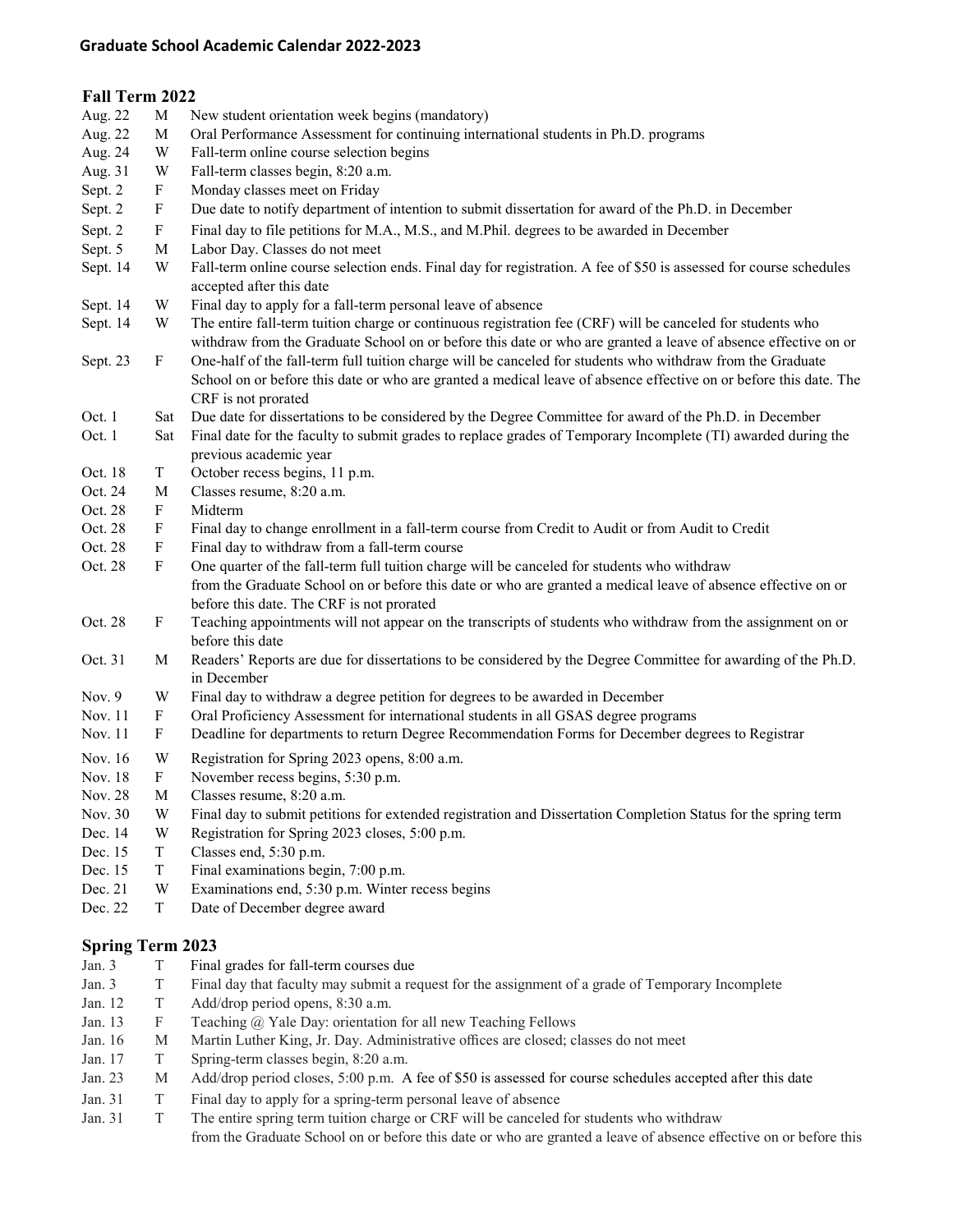# Graduate School Academic Calendar 2022-2023

## Fall Term 2022

| Date | Day | Event |
|---|---|---|
| Aug. 22 | M | New student orientation week begins (mandatory) |
| Aug. 22 | M | Oral Performance Assessment for continuing international students in Ph.D. programs |
| Aug. 24 | W | Fall-term online course selection begins |
| Aug. 31 | W | Fall-term classes begin, 8:20 a.m. |
| Sept. 2 | F | Monday classes meet on Friday |
| Sept. 2 | F | Due date to notify department of intention to submit dissertation for award of the Ph.D. in December |
| Sept. 2 | F | Final day to file petitions for M.A., M.S., and M.Phil. degrees to be awarded in December |
| Sept. 5 | M | Labor Day. Classes do not meet |
| Sept. 14 | W | Fall-term online course selection ends. Final day for registration. A fee of $50 is assessed for course schedules accepted after this date |
| Sept. 14 | W | Final day to apply for a fall-term personal leave of absence |
| Sept. 14 | W | The entire fall-term tuition charge or continuous registration fee (CRF) will be canceled for students who withdraw from the Graduate School on or before this date or who are granted a leave of absence effective on or |
| Sept. 23 | F | One-half of the fall-term full tuition charge will be canceled for students who withdraw from the Graduate School on or before this date or who are granted a medical leave of absence effective on or before this date. The CRF is not prorated |
| Oct. 1 | Sat | Due date for dissertations to be considered by the Degree Committee for award of the Ph.D. in December |
| Oct. 1 | Sat | Final date for the faculty to submit grades to replace grades of Temporary Incomplete (TI) awarded during the previous academic year |
| Oct. 18 | T | October recess begins, 11 p.m. |
| Oct. 24 | M | Classes resume, 8:20 a.m. |
| Oct. 28 | F | Midterm |
| Oct. 28 | F | Final day to change enrollment in a fall-term course from Credit to Audit or from Audit to Credit |
| Oct. 28 | F | Final day to withdraw from a fall-term course |
| Oct. 28 | F | One quarter of the fall-term full tuition charge will be canceled for students who withdraw from the Graduate School on or before this date or who are granted a medical leave of absence effective on or before this date. The CRF is not prorated |
| Oct. 28 | F | Teaching appointments will not appear on the transcripts of students who withdraw from the assignment on or before this date |
| Oct. 31 | M | Readers' Reports are due for dissertations to be considered by the Degree Committee for awarding of the Ph.D. in December |
| Nov. 9 | W | Final day to withdraw a degree petition for degrees to be awarded in December |
| Nov. 11 | F | Oral Proficiency Assessment for international students in all GSAS degree programs |
| Nov. 11 | F | Deadline for departments to return Degree Recommendation Forms for December degrees to Registrar |
| Nov. 16 | W | Registration for Spring 2023 opens, 8:00 a.m. |
| Nov. 18 | F | November recess begins, 5:30 p.m. |
| Nov. 28 | M | Classes resume, 8:20 a.m. |
| Nov. 30 | W | Final day to submit petitions for extended registration and Dissertation Completion Status for the spring term |
| Dec. 14 | W | Registration for Spring 2023 closes, 5:00 p.m. |
| Dec. 15 | T | Classes end, 5:30 p.m. |
| Dec. 15 | T | Final examinations begin, 7:00 p.m. |
| Dec. 21 | W | Examinations end, 5:30 p.m. Winter recess begins |
| Dec. 22 | T | Date of December degree award |

## Spring Term 2023

| Date | Day | Event |
|---|---|---|
| Jan. 3 | T | Final grades for fall-term courses due |
| Jan. 3 | T | Final day that faculty may submit a request for the assignment of a grade of Temporary Incomplete |
| Jan. 12 | T | Add/drop period opens, 8:30 a.m. |
| Jan. 13 | F | Teaching @ Yale Day: orientation for all new Teaching Fellows |
| Jan. 16 | M | Martin Luther King, Jr. Day. Administrative offices are closed; classes do not meet |
| Jan. 17 | T | Spring-term classes begin, 8:20 a.m. |
| Jan. 23 | M | Add/drop period closes, 5:00 p.m. A fee of $50 is assessed for course schedules accepted after this date |
| Jan. 31 | T | Final day to apply for a spring-term personal leave of absence |
| Jan. 31 | T | The entire spring term tuition charge or CRF will be canceled for students who withdraw from the Graduate School on or before this date or who are granted a leave of absence effective on or before this |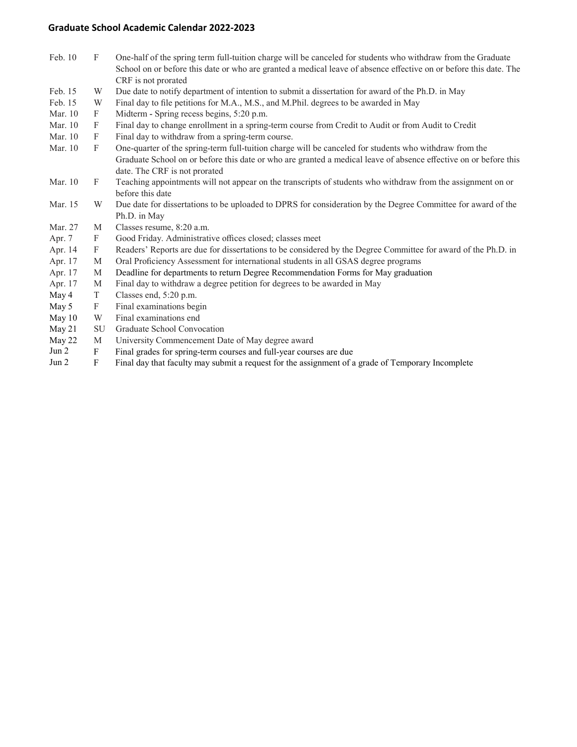## Graduate School Academic Calendar 2022-2023

| | | |
|---|---|---|
| Feb. 10 | F | One-half of the spring term full-tuition charge will be canceled for students who withdraw from the Graduate School on or before this date or who are granted a medical leave of absence effective on or before this date. The CRF is not prorated |
| Feb. 15 | W | Due date to notify department of intention to submit a dissertation for award of the Ph.D. in May |
| Feb. 15 | W | Final day to file petitions for M.A., M.S., and M.Phil. degrees to be awarded in May |
| Mar. 10 | F | Midterm - Spring recess begins, 5:20 p.m. |
| Mar. 10 | F | Final day to change enrollment in a spring-term course from Credit to Audit or from Audit to Credit |
| Mar. 10 | F | Final day to withdraw from a spring-term course. |
| Mar. 10 | F | One-quarter of the spring-term full-tuition charge will be canceled for students who withdraw from the Graduate School on or before this date or who are granted a medical leave of absence effective on or before this date. The CRF is not prorated |
| Mar. 10 | F | Teaching appointments will not appear on the transcripts of students who withdraw from the assignment on or before this date |
| Mar. 15 | W | Due date for dissertations to be uploaded to DPRS for consideration by the Degree Committee for award of the Ph.D. in May |
| Mar. 27 | M | Classes resume, 8:20 a.m. |
| Apr. 7 | F | Good Friday. Administrative offices closed; classes meet |
| Apr. 14 | F | Readers' Reports are due for dissertations to be considered by the Degree Committee for award of the Ph.D. in |
| Apr. 17 | M | Oral Proficiency Assessment for international students in all GSAS degree programs |
| Apr. 17 | M | Deadline for departments to return Degree Recommendation Forms for May graduation |
| Apr. 17 | M | Final day to withdraw a degree petition for degrees to be awarded in May |
| May 4 | T | Classes end, 5:20 p.m. |
| May 5 | F | Final examinations begin |
| May 10 | W | Final examinations end |
| May 21 | SU | Graduate School Convocation |
| May 22 | M | University Commencement Date of May degree award |
| Jun 2 | F | Final grades for spring-term courses and full-year courses are due |
| Jun 2 | F | Final day that faculty may submit a request for the assignment of a grade of Temporary Incomplete |